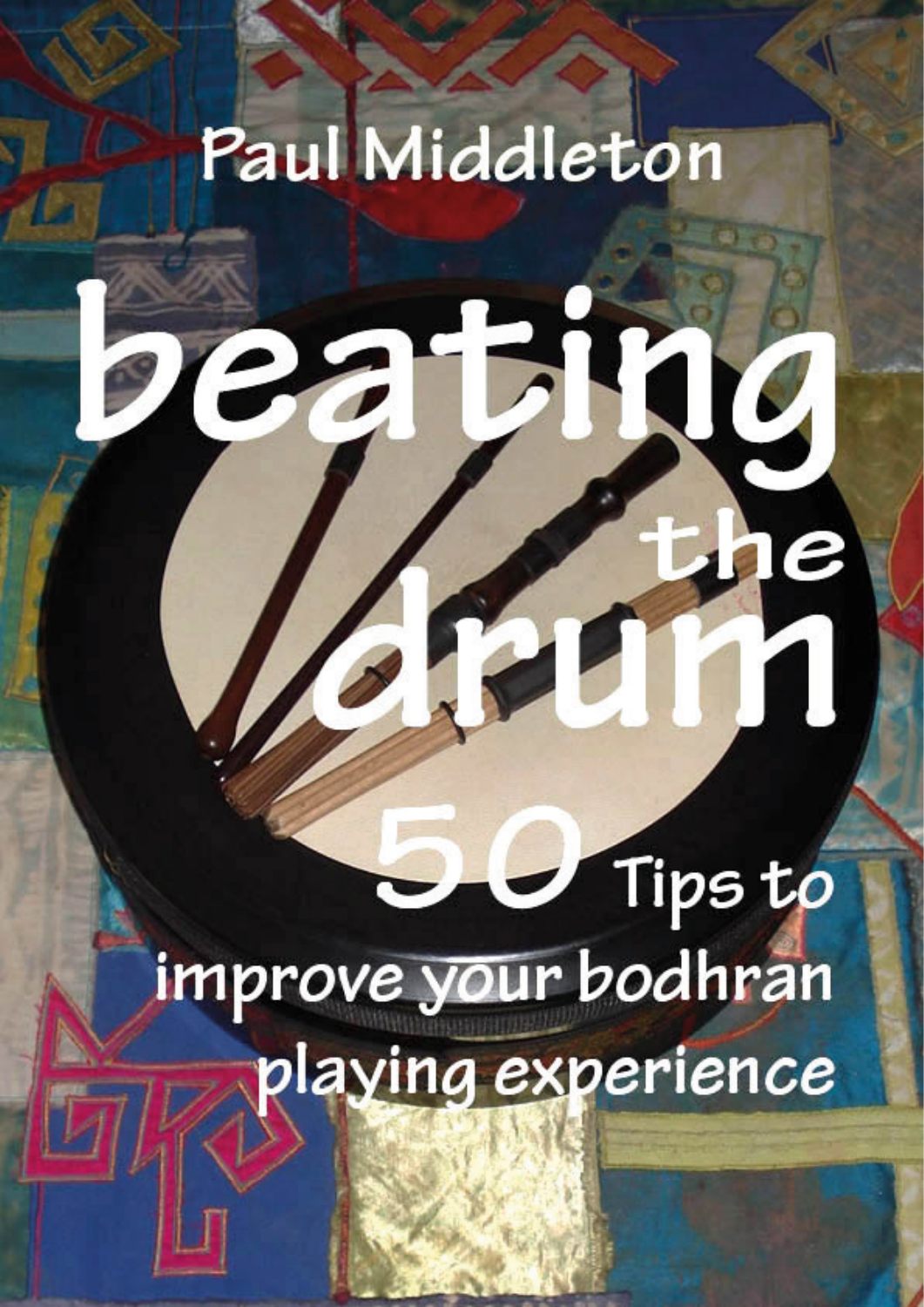Paul Middleton

# beating the drum

## 50 Tips to improve your bodhran playing experience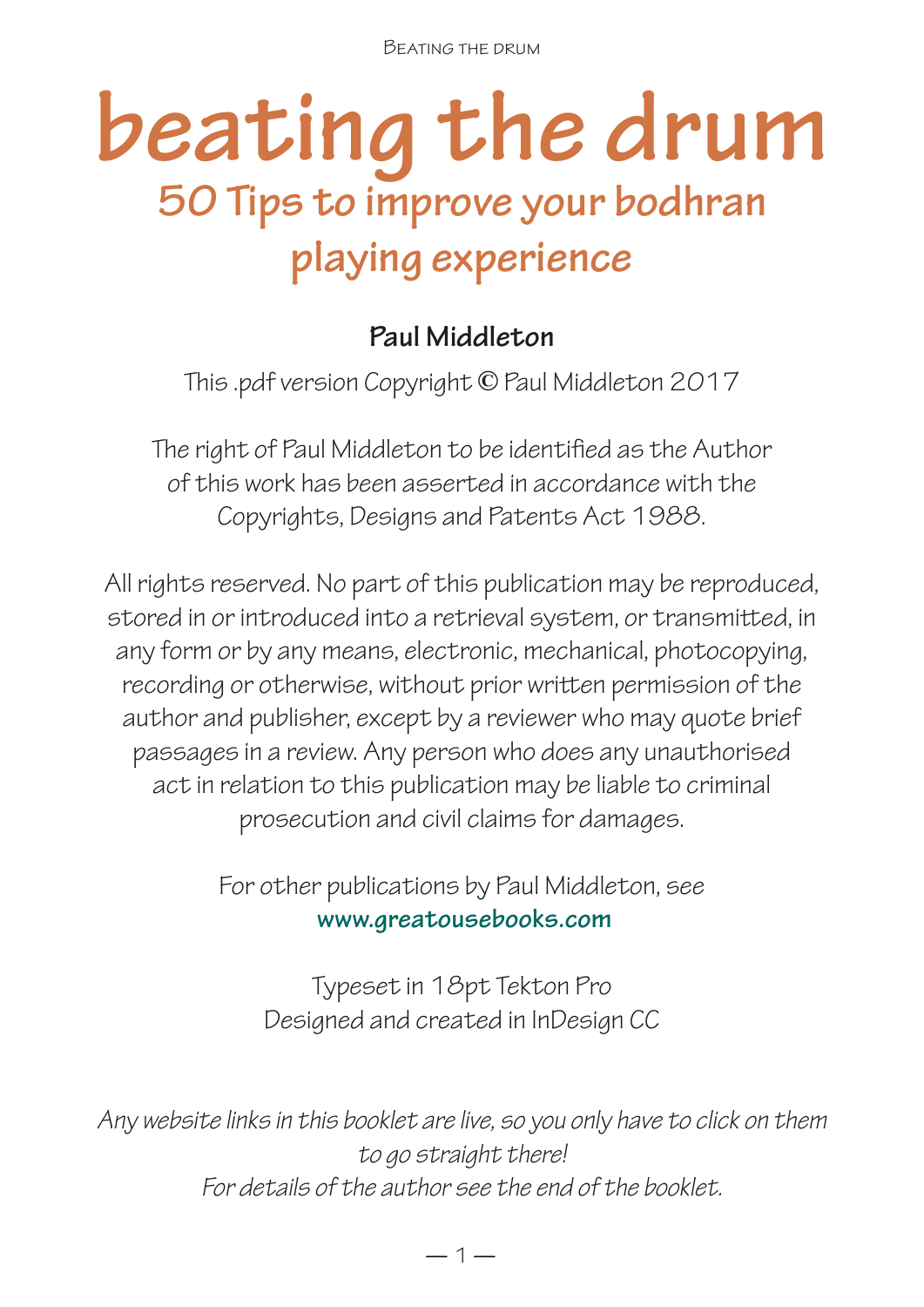# beating the drum

## 50 Tips to improve your bodhran playing experience

**Paul Middleton**

This .pdf version Copyright © Paul Middleton 2017

The right of Paul Middleton to be identified as the Author of this work has been asserted in accordance with the Copyrights, Designs and Patents Act 1988.

All rights reserved. No part of this publication may be reproduced, stored in or introduced into a retrieval system, or transmitted, in any form or by any means, electronic, mechanical, photocopying, recording or otherwise, without prior written permission of the author and publisher, except by a reviewer who may quote brief passages in a review. Any person who does any unauthorised act in relation to this publication may be liable to criminal prosecution and civil claims for damages.

For other publications by Paul Middleton, see **www.greatousebooks.com**

Typeset in 18pt Tekton Pro
Designed and created in InDesign CC

*Any website links in this booklet are live, so you only have to click on them to go straight there!*
*For details of the author see the end of the booklet.*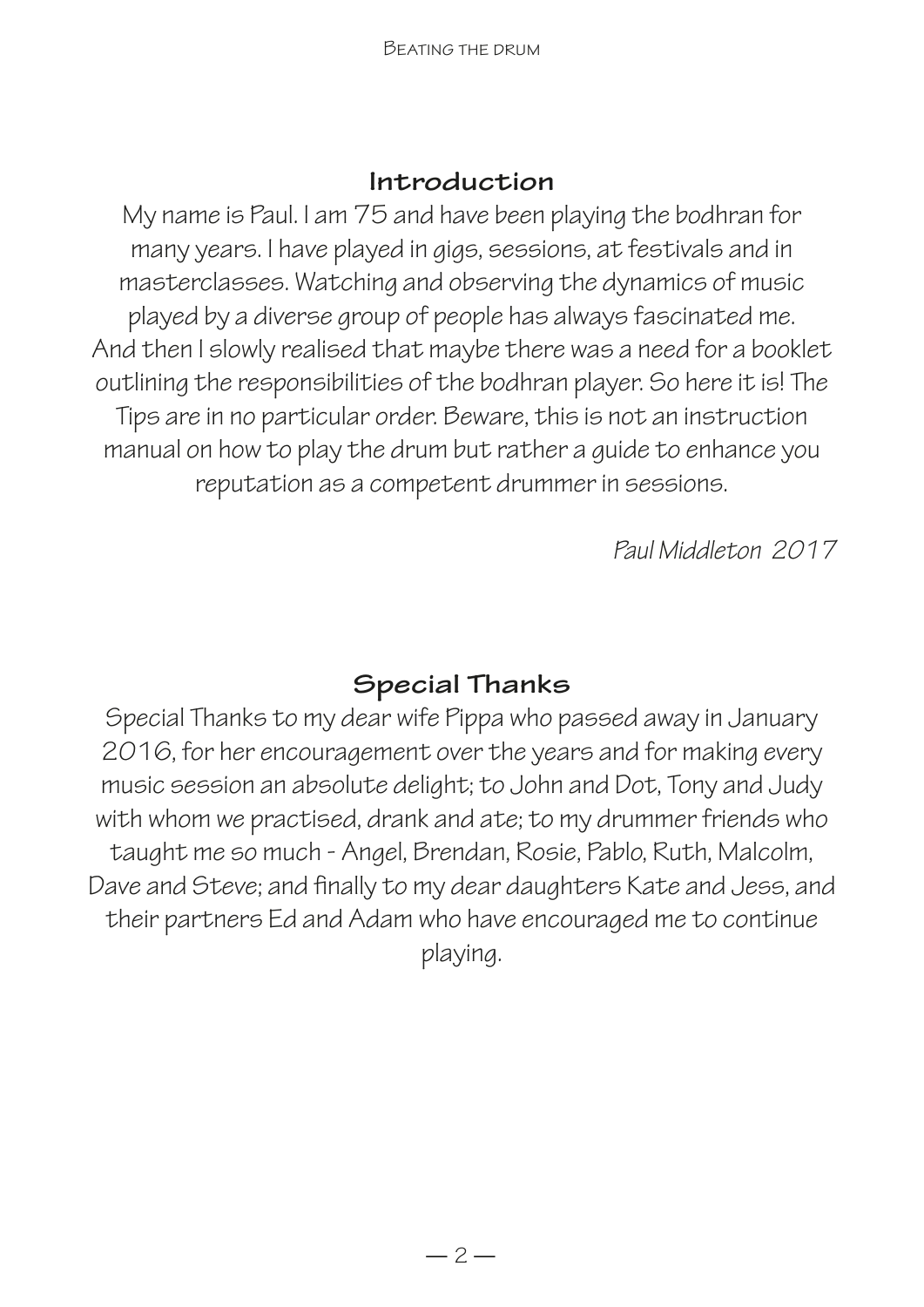## Introduction

My name is Paul. I am 75 and have been playing the bodhran for many years. I have played in gigs, sessions, at festivals and in masterclasses. Watching and observing the dynamics of music played by a diverse group of people has always fascinated me. And then I slowly realised that maybe there was a need for a booklet outlining the responsibilities of the bodhran player. So here it is! The Tips are in no particular order. Beware, this is not an instruction manual on how to play the drum but rather a guide to enhance you reputation as a competent drummer in sessions.

*Paul Middleton 2017*

## Special Thanks

Special Thanks to my dear wife Pippa who passed away in January 2016, for her encouragement over the years and for making every music session an absolute delight; to John and Dot, Tony and Judy with whom we practised, drank and ate; to my drummer friends who taught me so much - Angel, Brendan, Rosie, Pablo, Ruth, Malcolm, Dave and Steve; and finally to my dear daughters Kate and Jess, and their partners Ed and Adam who have encouraged me to continue playing.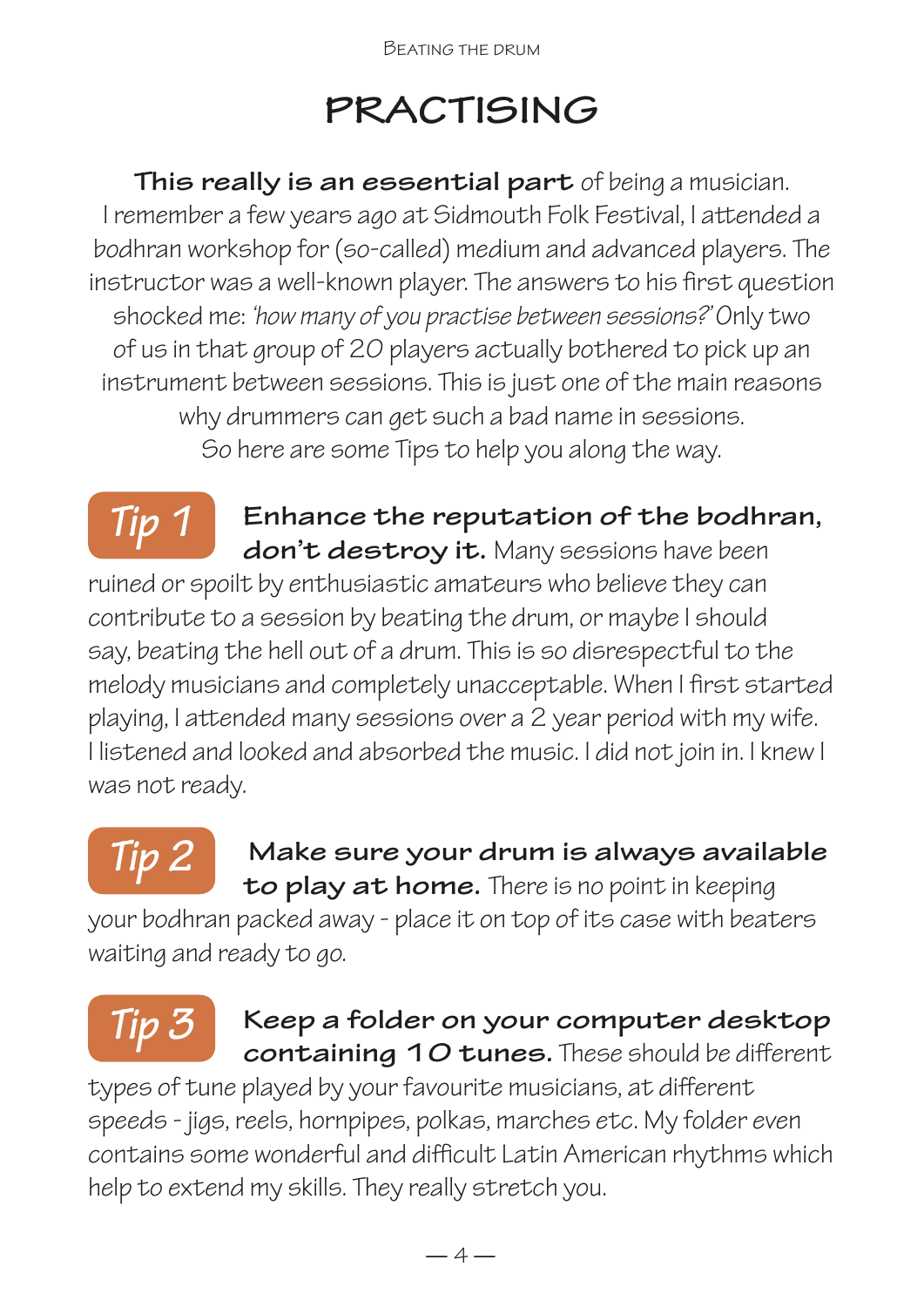# PRACTISING

**This really is an essential part** of being a musician. I remember a few years ago at Sidmouth Folk Festival, I attended a bodhran workshop for (so-called) medium and advanced players. The instructor was a well-known player. The answers to his first question shocked me: *'how many of you practise between sessions?'* Only two of us in that group of 20 players actually bothered to pick up an instrument between sessions. This is just one of the main reasons why drummers can get such a bad name in sessions. So here are some Tips to help you along the way.

**Tip 1** **Enhance the reputation of the bodhran, don't destroy it.** Many sessions have been ruined or spoilt by enthusiastic amateurs who believe they can contribute to a session by beating the drum, or maybe I should say, beating the hell out of a drum. This is so disrespectful to the melody musicians and completely unacceptable. When I first started playing, I attended many sessions over a 2 year period with my wife. I listened and looked and absorbed the music. I did not join in. I knew I was not ready.

**Tip 2** **Make sure your drum is always available to play at home.** There is no point in keeping your bodhran packed away - place it on top of its case with beaters waiting and ready to go.

**Tip 3** **Keep a folder on your computer desktop containing 10 tunes.** These should be different types of tune played by your favourite musicians, at different speeds - jigs, reels, hornpipes, polkas, marches etc. My folder even contains some wonderful and difficult Latin American rhythms which help to extend my skills. They really stretch you.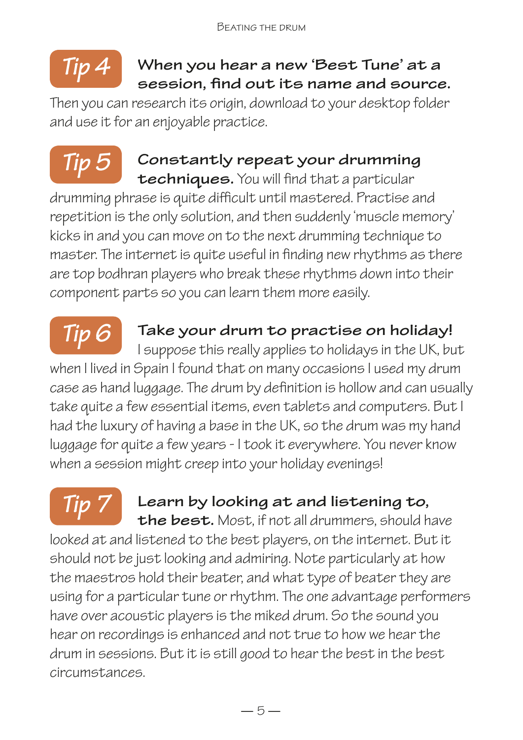## Tip 4

**When you hear a new 'Best Tune' at a session, find out its name and source.** Then you can research its origin, download to your desktop folder and use it for an enjoyable practice.

## Tip 5

**Constantly repeat your drumming techniques.** You will find that a particular drumming phrase is quite difficult until mastered. Practise and repetition is the only solution, and then suddenly 'muscle memory' kicks in and you can move on to the next drumming technique to master. The internet is quite useful in finding new rhythms as there are top bodhran players who break these rhythms down into their component parts so you can learn them more easily.

## Tip 6

**Take your drum to practise on holiday!** I suppose this really applies to holidays in the UK, but when I lived in Spain I found that on many occasions I used my drum case as hand luggage. The drum by definition is hollow and can usually take quite a few essential items, even tablets and computers. But I had the luxury of having a base in the UK, so the drum was my hand luggage for quite a few years - I took it everywhere. You never know when a session might creep into your holiday evenings!

## Tip 7

**Learn by looking at and listening to, the best.** Most, if not all drummers, should have looked at and listened to the best players, on the internet. But it should not be just looking and admiring. Note particularly at how the maestros hold their beater, and what type of beater they are using for a particular tune or rhythm. The one advantage performers have over acoustic players is the miked drum. So the sound you hear on recordings is enhanced and not true to how we hear the drum in sessions. But it is still good to hear the best in the best circumstances.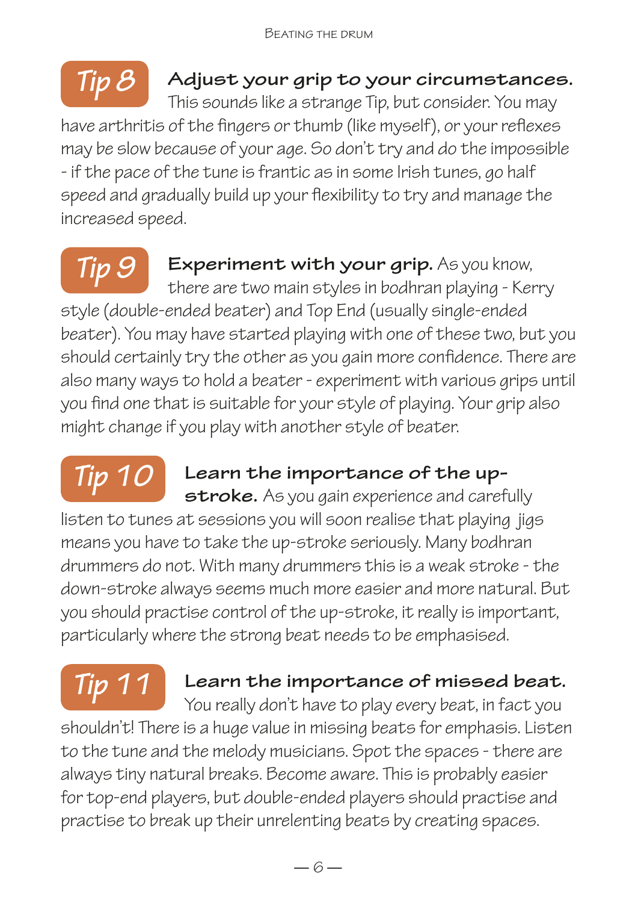## Tip 8

**Adjust your grip to your circumstances.** This sounds like a strange Tip, but consider. You may have arthritis of the fingers or thumb (like myself), or your reflexes may be slow because of your age. So don't try and do the impossible - if the pace of the tune is frantic as in some Irish tunes, go half speed and gradually build up your flexibility to try and manage the increased speed.

## Tip 9

**Experiment with your grip.** As you know, there are two main styles in bodhran playing - Kerry style (double-ended beater) and Top End (usually single-ended beater). You may have started playing with one of these two, but you should certainly try the other as you gain more confidence. There are also many ways to hold a beater - experiment with various grips until you find one that is suitable for your style of playing. Your grip also might change if you play with another style of beater.

## Tip 10

**Learn the importance of the up-stroke.** As you gain experience and carefully listen to tunes at sessions you will soon realise that playing jigs means you have to take the up-stroke seriously. Many bodhran drummers do not. With many drummers this is a weak stroke - the down-stroke always seems much more easier and more natural. But you should practise control of the up-stroke, it really is important, particularly where the strong beat needs to be emphasised.

## Tip 11

**Learn the importance of missed beat.** You really don't have to play every beat, in fact you shouldn't! There is a huge value in missing beats for emphasis. Listen to the tune and the melody musicians. Spot the spaces - there are always tiny natural breaks. Become aware. This is probably easier for top-end players, but double-ended players should practise and practise to break up their unrelenting beats by creating spaces.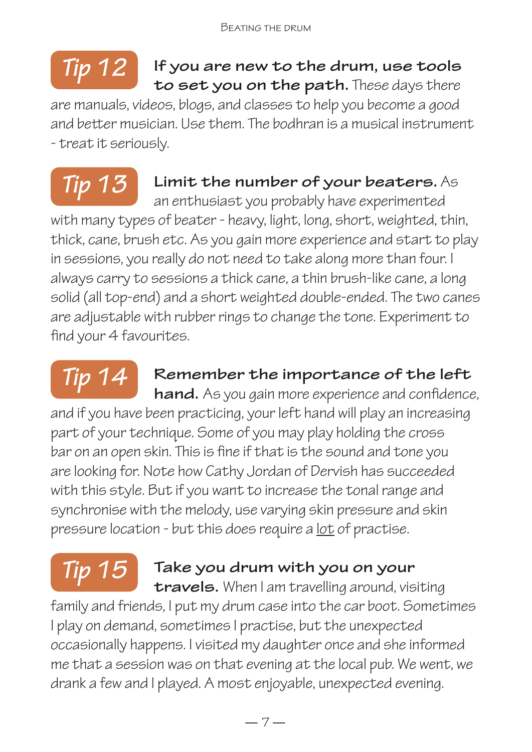## Tip 12

**If you are new to the drum, use tools to set you on the path.** These days there are manuals, videos, blogs, and classes to help you become a good and better musician. Use them. The bodhran is a musical instrument - treat it seriously.

## Tip 13

**Limit the number of your beaters.** As an enthusiast you probably have experimented with many types of beater - heavy, light, long, short, weighted, thin, thick, cane, brush etc. As you gain more experience and start to play in sessions, you really do not need to take along more than four. I always carry to sessions a thick cane, a thin brush-like cane, a long solid (all top-end) and a short weighted double-ended. The two canes are adjustable with rubber rings to change the tone. Experiment to find your 4 favourites.

## Tip 14

**Remember the importance of the left hand.** As you gain more experience and confidence, and if you have been practicing, your left hand will play an increasing part of your technique. Some of you may play holding the cross bar on an open skin. This is fine if that is the sound and tone you are looking for. Note how Cathy Jordan of Dervish has succeeded with this style. But if you want to increase the tonal range and synchronise with the melody, use varying skin pressure and skin pressure location - but this does require a <u>lot</u> of practise.

## Tip 15

**Take you drum with you on your travels.** When I am travelling around, visiting family and friends, I put my drum case into the car boot. Sometimes I play on demand, sometimes I practise, but the unexpected occasionally happens. I visited my daughter once and she informed me that a session was on that evening at the local pub. We went, we drank a few and I played. A most enjoyable, unexpected evening.